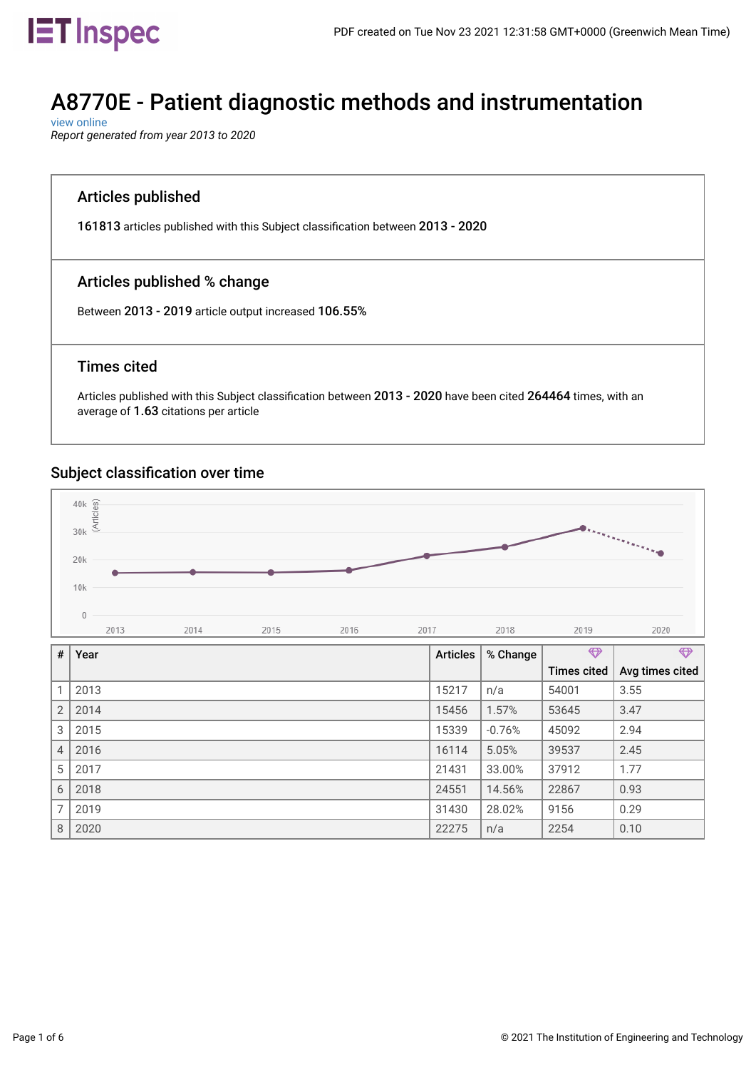# A8770E - Patient diagnostic methods and instrumentation

view online

*Report generated from year 2013 to 2020*

## Articles published

**161813** articles published with this Subject classification between **2013 - 2020**

## Articles published % change

Between **2013 - 2019** article output increased **106.55%**

## Times cited

Articles published with this Subject classification between **2013 - 2020** have been cited **264464** times, with an average of **1.63** citations per article

## Subject classification over time

| # | Year | Articles | % Change | Times cited | Avg times cited |
|---|---|---|---|---|---|
| 1 | 2013 | 15217 | n/a | 54001 | 3.55 |
| 2 | 2014 | 15456 | 1.57% | 53645 | 3.47 |
| 3 | 2015 | 15339 | -0.76% | 45092 | 2.94 |
| 4 | 2016 | 16114 | 5.05% | 39537 | 2.45 |
| 5 | 2017 | 21431 | 33.00% | 37912 | 1.77 |
| 6 | 2018 | 24551 | 14.56% | 22867 | 0.93 |
| 7 | 2019 | 31430 | 28.02% | 9156 | 0.29 |
| 8 | 2020 | 22275 | n/a | 2254 | 0.10 |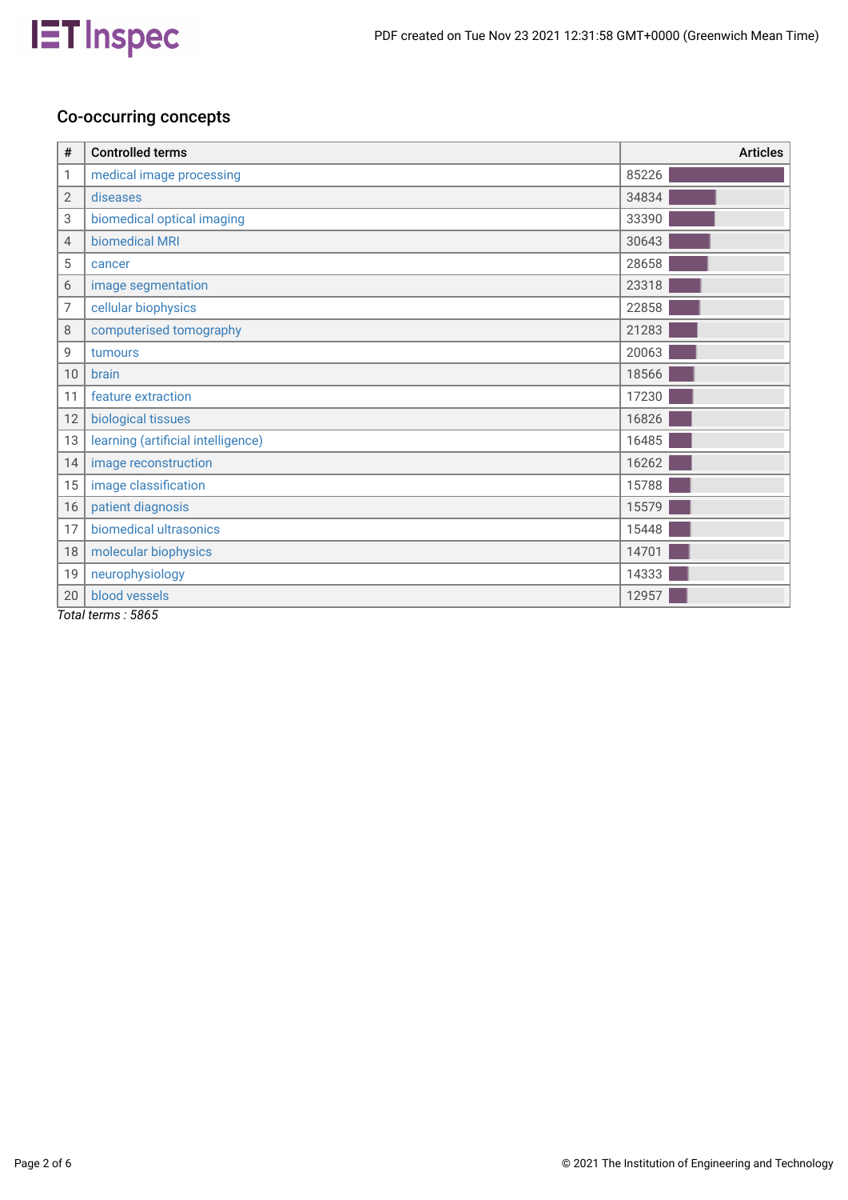## Co-occurring concepts

| # | Controlled terms | Articles |
|---|---|---|
| 1 | medical image processing | 85226 |
| 2 | diseases | 34834 |
| 3 | biomedical optical imaging | 33390 |
| 4 | biomedical MRI | 30643 |
| 5 | cancer | 28658 |
| 6 | image segmentation | 23318 |
| 7 | cellular biophysics | 22858 |
| 8 | computerised tomography | 21283 |
| 9 | tumours | 20063 |
| 10 | brain | 18566 |
| 11 | feature extraction | 17230 |
| 12 | biological tissues | 16826 |
| 13 | learning (artificial intelligence) | 16485 |
| 14 | image reconstruction | 16262 |
| 15 | image classification | 15788 |
| 16 | patient diagnosis | 15579 |
| 17 | biomedical ultrasonics | 15448 |
| 18 | molecular biophysics | 14701 |
| 19 | neurophysiology | 14333 |
| 20 | blood vessels | 12957 |

*Total terms : 5865*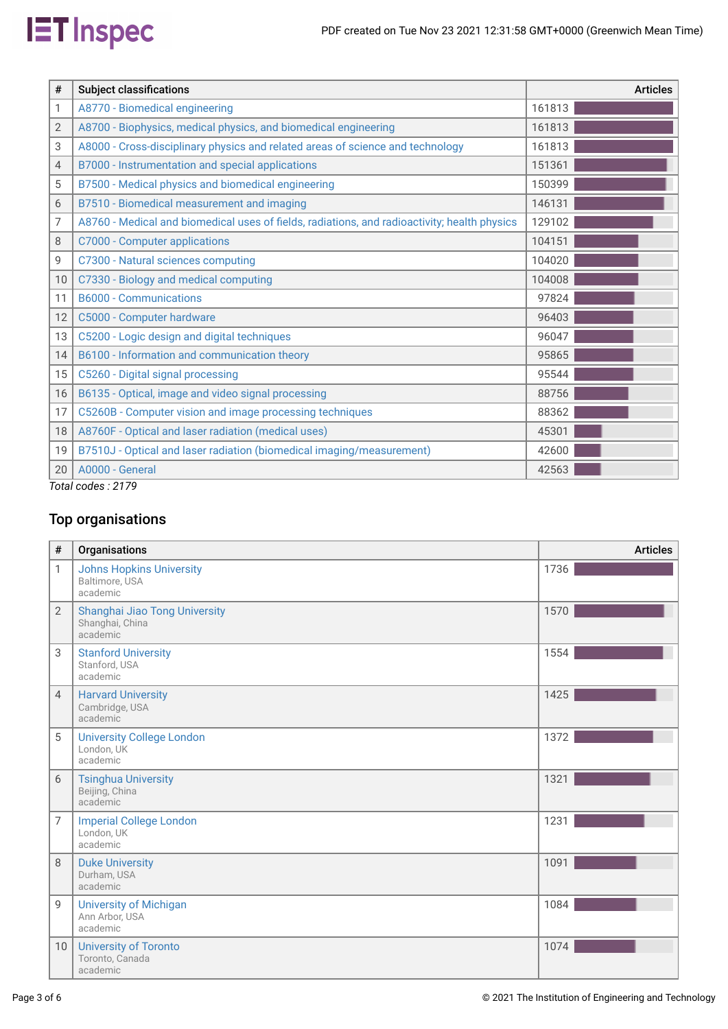| # | Subject classifications | Articles |
|---|---|---|
| 1 | A8770 - Biomedical engineering | 161813 |
| 2 | A8700 - Biophysics, medical physics, and biomedical engineering | 161813 |
| 3 | A8000 - Cross-disciplinary physics and related areas of science and technology | 161813 |
| 4 | B7000 - Instrumentation and special applications | 151361 |
| 5 | B7500 - Medical physics and biomedical engineering | 150399 |
| 6 | B7510 - Biomedical measurement and imaging | 146131 |
| 7 | A8760 - Medical and biomedical uses of fields, radiations, and radioactivity; health physics | 129102 |
| 8 | C7000 - Computer applications | 104151 |
| 9 | C7300 - Natural sciences computing | 104020 |
| 10 | C7330 - Biology and medical computing | 104008 |
| 11 | B6000 - Communications | 97824 |
| 12 | C5000 - Computer hardware | 96403 |
| 13 | C5200 - Logic design and digital techniques | 96047 |
| 14 | B6100 - Information and communication theory | 95865 |
| 15 | C5260 - Digital signal processing | 95544 |
| 16 | B6135 - Optical, image and video signal processing | 88756 |
| 17 | C5260B - Computer vision and image processing techniques | 88362 |
| 18 | A8760F - Optical and laser radiation (medical uses) | 45301 |
| 19 | B7510J - Optical and laser radiation (biomedical imaging/measurement) | 42600 |
| 20 | A0000 - General | 42563 |

*Total codes : 2179*

## Top organisations

| # | Organisations | Articles |
|---|---|---|
| 1 | Johns Hopkins University<br>Baltimore, USA<br>academic | 1736 |
| 2 | Shanghai Jiao Tong University<br>Shanghai, China<br>academic | 1570 |
| 3 | Stanford University<br>Stanford, USA<br>academic | 1554 |
| 4 | Harvard University<br>Cambridge, USA<br>academic | 1425 |
| 5 | University College London<br>London, UK<br>academic | 1372 |
| 6 | Tsinghua University<br>Beijing, China<br>academic | 1321 |
| 7 | Imperial College London<br>London, UK<br>academic | 1231 |
| 8 | Duke University<br>Durham, USA<br>academic | 1091 |
| 9 | University of Michigan<br>Ann Arbor, USA<br>academic | 1084 |
| 10 | University of Toronto<br>Toronto, Canada<br>academic | 1074 |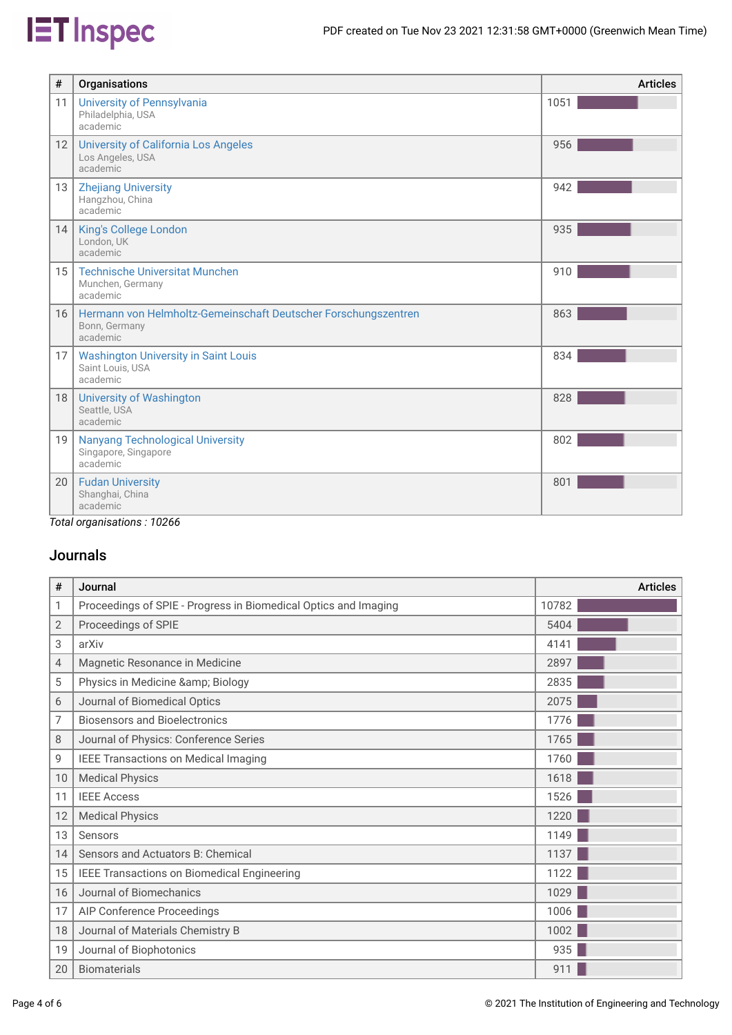| # | Organisations | Articles |
|---|---|---|
| 11 | University of Pennsylvania<br>Philadelphia, USA<br>academic | 1051 |
| 12 | University of California Los Angeles<br>Los Angeles, USA<br>academic | 956 |
| 13 | Zhejiang University<br>Hangzhou, China<br>academic | 942 |
| 14 | King's College London<br>London, UK<br>academic | 935 |
| 15 | Technische Universitat Munchen<br>Munchen, Germany<br>academic | 910 |
| 16 | Hermann von Helmholtz-Gemeinschaft Deutscher Forschungszentren<br>Bonn, Germany<br>academic | 863 |
| 17 | Washington University in Saint Louis<br>Saint Louis, USA<br>academic | 834 |
| 18 | University of Washington<br>Seattle, USA<br>academic | 828 |
| 19 | Nanyang Technological University<br>Singapore, Singapore<br>academic | 802 |
| 20 | Fudan University<br>Shanghai, China<br>academic | 801 |

*Total organisations : 10266*

## Journals

| # | Journal | Articles |
|---|---|---|
| 1 | Proceedings of SPIE - Progress in Biomedical Optics and Imaging | 10782 |
| 2 | Proceedings of SPIE | 5404 |
| 3 | arXiv | 4141 |
| 4 | Magnetic Resonance in Medicine | 2897 |
| 5 | Physics in Medicine &amp; Biology | 2835 |
| 6 | Journal of Biomedical Optics | 2075 |
| 7 | Biosensors and Bioelectronics | 1776 |
| 8 | Journal of Physics: Conference Series | 1765 |
| 9 | IEEE Transactions on Medical Imaging | 1760 |
| 10 | Medical Physics | 1618 |
| 11 | IEEE Access | 1526 |
| 12 | Medical Physics | 1220 |
| 13 | Sensors | 1149 |
| 14 | Sensors and Actuators B: Chemical | 1137 |
| 15 | IEEE Transactions on Biomedical Engineering | 1122 |
| 16 | Journal of Biomechanics | 1029 |
| 17 | AIP Conference Proceedings | 1006 |
| 18 | Journal of Materials Chemistry B | 1002 |
| 19 | Journal of Biophotonics | 935 |
| 20 | Biomaterials | 911 |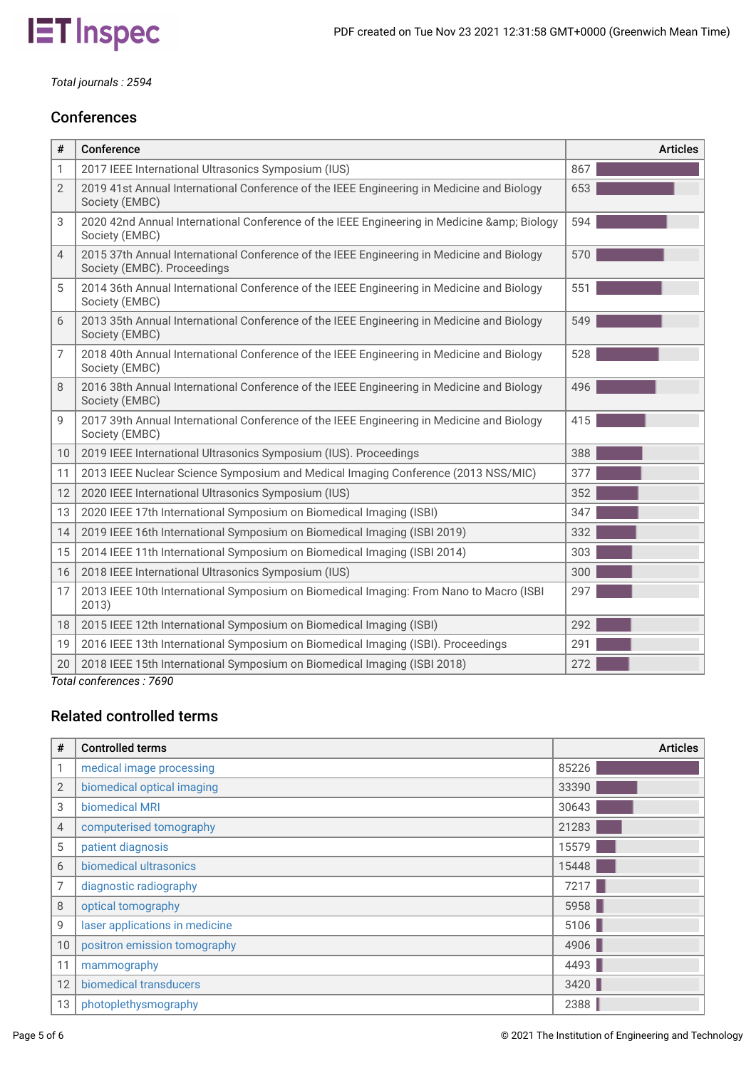*Total journals : 2594*

## Conferences

| # | Conference | Articles |
|---|---|---|
| 1 | 2017 IEEE International Ultrasonics Symposium (IUS) | 867 |
| 2 | 2019 41st Annual International Conference of the IEEE Engineering in Medicine and Biology Society (EMBC) | 653 |
| 3 | 2020 42nd Annual International Conference of the IEEE Engineering in Medicine &amp; Biology Society (EMBC) | 594 |
| 4 | 2015 37th Annual International Conference of the IEEE Engineering in Medicine and Biology Society (EMBC). Proceedings | 570 |
| 5 | 2014 36th Annual International Conference of the IEEE Engineering in Medicine and Biology Society (EMBC) | 551 |
| 6 | 2013 35th Annual International Conference of the IEEE Engineering in Medicine and Biology Society (EMBC) | 549 |
| 7 | 2018 40th Annual International Conference of the IEEE Engineering in Medicine and Biology Society (EMBC) | 528 |
| 8 | 2016 38th Annual International Conference of the IEEE Engineering in Medicine and Biology Society (EMBC) | 496 |
| 9 | 2017 39th Annual International Conference of the IEEE Engineering in Medicine and Biology Society (EMBC) | 415 |
| 10 | 2019 IEEE International Ultrasonics Symposium (IUS). Proceedings | 388 |
| 11 | 2013 IEEE Nuclear Science Symposium and Medical Imaging Conference (2013 NSS/MIC) | 377 |
| 12 | 2020 IEEE International Ultrasonics Symposium (IUS) | 352 |
| 13 | 2020 IEEE 17th International Symposium on Biomedical Imaging (ISBI) | 347 |
| 14 | 2019 IEEE 16th International Symposium on Biomedical Imaging (ISBI 2019) | 332 |
| 15 | 2014 IEEE 11th International Symposium on Biomedical Imaging (ISBI 2014) | 303 |
| 16 | 2018 IEEE International Ultrasonics Symposium (IUS) | 300 |
| 17 | 2013 IEEE 10th International Symposium on Biomedical Imaging: From Nano to Macro (ISBI 2013) | 297 |
| 18 | 2015 IEEE 12th International Symposium on Biomedical Imaging (ISBI) | 292 |
| 19 | 2016 IEEE 13th International Symposium on Biomedical Imaging (ISBI). Proceedings | 291 |
| 20 | 2018 IEEE 15th International Symposium on Biomedical Imaging (ISBI 2018) | 272 |

*Total conferences : 7690*

## Related controlled terms

| # | Controlled terms | Articles |
|---|---|---|
| 1 | medical image processing | 85226 |
| 2 | biomedical optical imaging | 33390 |
| 3 | biomedical MRI | 30643 |
| 4 | computerised tomography | 21283 |
| 5 | patient diagnosis | 15579 |
| 6 | biomedical ultrasonics | 15448 |
| 7 | diagnostic radiography | 7217 |
| 8 | optical tomography | 5958 |
| 9 | laser applications in medicine | 5106 |
| 10 | positron emission tomography | 4906 |
| 11 | mammography | 4493 |
| 12 | biomedical transducers | 3420 |
| 13 | photoplethysmography | 2388 |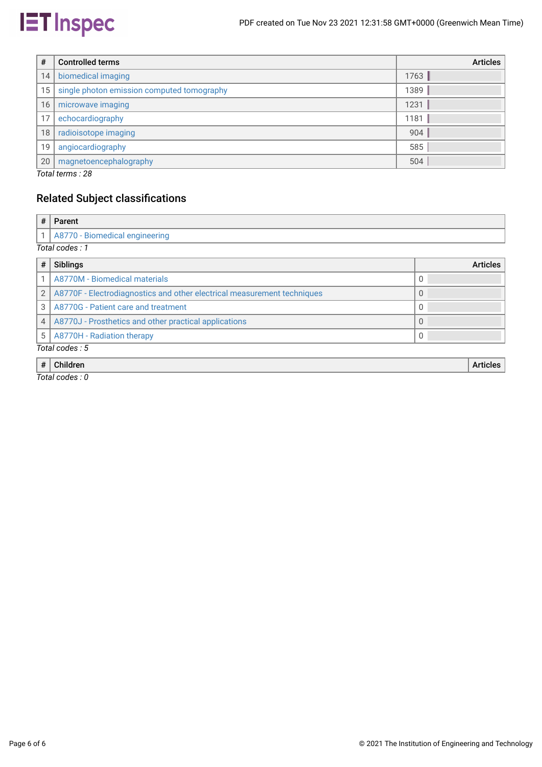| # | Controlled terms | Articles |
| --- | --- | --- |
| 14 | biomedical imaging | 1763 |
| 15 | single photon emission computed tomography | 1389 |
| 16 | microwave imaging | 1231 |
| 17 | echocardiography | 1181 |
| 18 | radioisotope imaging | 904 |
| 19 | angiocardiography | 585 |
| 20 | magnetoencephalography | 504 |

*Total terms : 28*

## Related Subject classifications

| # | Parent |
| --- | --- |
| 1 | A8770 - Biomedical engineering |

*Total codes : 1*

| # | Siblings | Articles |
| --- | --- | --- |
| 1 | A8770M - Biomedical materials | 0 |
| 2 | A8770F - Electrodiagnostics and other electrical measurement techniques | 0 |
| 3 | A8770G - Patient care and treatment | 0 |
| 4 | A8770J - Prosthetics and other practical applications | 0 |
| 5 | A8770H - Radiation therapy | 0 |

*Total codes : 5*

| # | Children | Articles |
| --- | --- | --- |

*Total codes : 0*